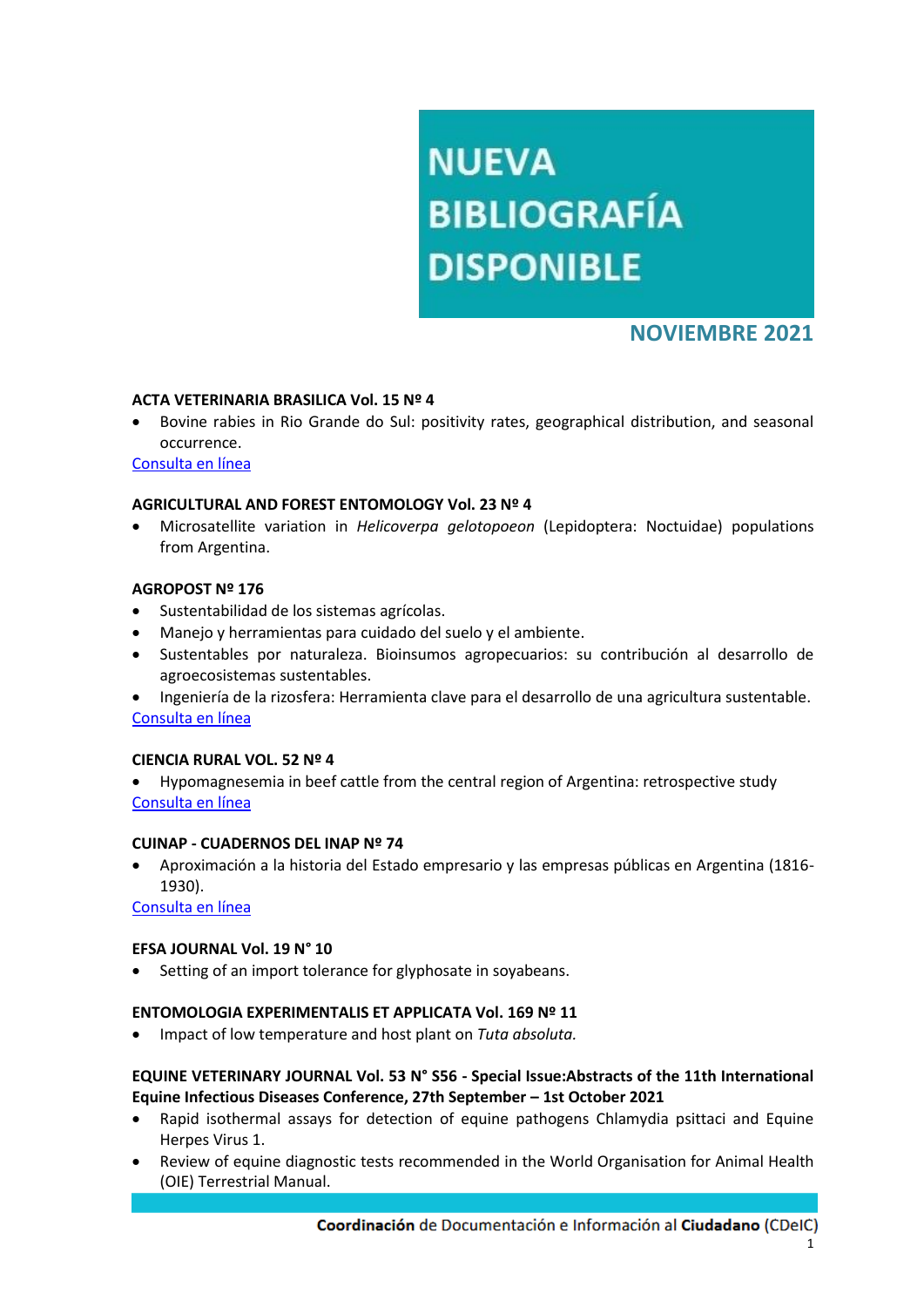# NUEVA BIBLIOGRAFÍA DISPONIBLE

## NOVIEMBRE 2021

**ACTA VETERINARIA BRASILICA Vol. 15 Nº 4**

- Bovine rabies in Rio Grande do Sul: positivity rates, geographical distribution, and seasonal occurrence.

Consulta en línea

**AGRICULTURAL AND FOREST ENTOMOLOGY Vol. 23 Nº 4**

- Microsatellite variation in *Helicoverpa gelotopoeon* (Lepidoptera: Noctuidae) populations from Argentina.

**AGROPOST Nº 176**

- Sustentabilidad de los sistemas agrícolas.
- Manejo y herramientas para cuidado del suelo y el ambiente.
- Sustentables por naturaleza. Bioinsumos agropecuarios: su contribución al desarrollo de agroecosistemas sustentables.
- Ingeniería de la rizosfera: Herramienta clave para el desarrollo de una agricultura sustentable.

Consulta en línea

**CIENCIA RURAL VOL. 52 Nº 4**

- Hypomagnesemia in beef cattle from the central region of Argentina: retrospective study

Consulta en línea

**CUINAP - CUADERNOS DEL INAP Nº 74**

- Aproximación a la historia del Estado empresario y las empresas públicas en Argentina (1816-1930).

Consulta en línea

**EFSA JOURNAL Vol. 19 N° 10**

- Setting of an import tolerance for glyphosate in soyabeans.

**ENTOMOLOGIA EXPERIMENTALIS ET APPLICATA Vol. 169 Nº 11**

- Impact of low temperature and host plant on *Tuta absoluta.*

**EQUINE VETERINARY JOURNAL Vol. 53 N° S56 - Special Issue:Abstracts of the 11th International Equine Infectious Diseases Conference, 27th September – 1st October 2021**

- Rapid isothermal assays for detection of equine pathogens Chlamydia psittaci and Equine Herpes Virus 1.
- Review of equine diagnostic tests recommended in the World Organisation for Animal Health (OIE) Terrestrial Manual.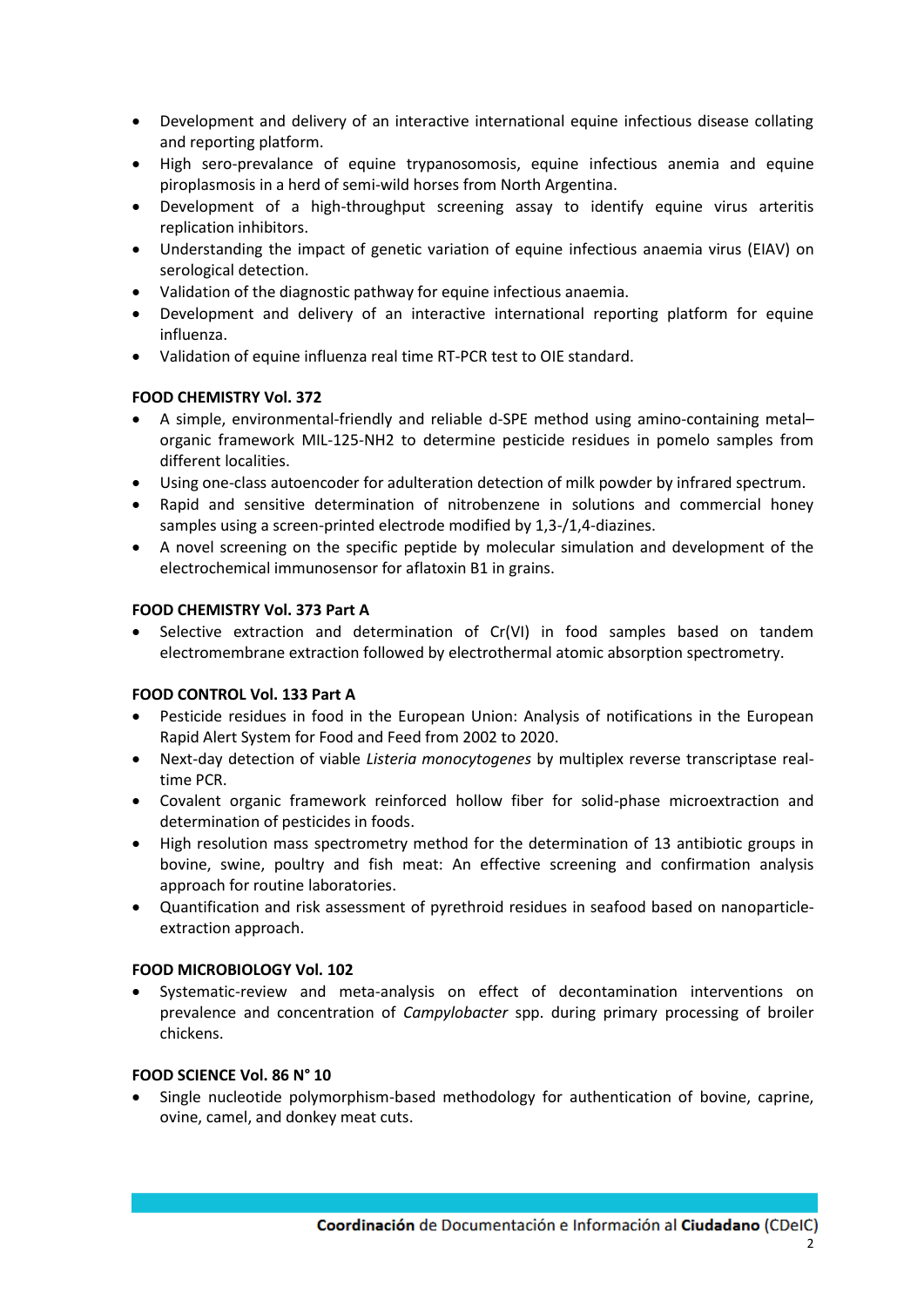- Development and delivery of an interactive international equine infectious disease collating and reporting platform.
- High sero-prevalance of equine trypanosomosis, equine infectious anemia and equine piroplasmosis in a herd of semi-wild horses from North Argentina.
- Development of a high-throughput screening assay to identify equine virus arteritis replication inhibitors.
- Understanding the impact of genetic variation of equine infectious anaemia virus (EIAV) on serological detection.
- Validation of the diagnostic pathway for equine infectious anaemia.
- Development and delivery of an interactive international reporting platform for equine influenza.
- Validation of equine influenza real time RT-PCR test to OIE standard.

**FOOD CHEMISTRY Vol. 372**

- A simple, environmental-friendly and reliable d-SPE method using amino-containing metal–organic framework MIL-125-NH2 to determine pesticide residues in pomelo samples from different localities.
- Using one-class autoencoder for adulteration detection of milk powder by infrared spectrum.
- Rapid and sensitive determination of nitrobenzene in solutions and commercial honey samples using a screen-printed electrode modified by 1,3-/1,4-diazines.
- A novel screening on the specific peptide by molecular simulation and development of the electrochemical immunosensor for aflatoxin B1 in grains.

**FOOD CHEMISTRY Vol. 373 Part A**

- Selective extraction and determination of Cr(VI) in food samples based on tandem electromembrane extraction followed by electrothermal atomic absorption spectrometry.

**FOOD CONTROL Vol. 133 Part A**

- Pesticide residues in food in the European Union: Analysis of notifications in the European Rapid Alert System for Food and Feed from 2002 to 2020.
- Next-day detection of viable *Listeria monocytogenes* by multiplex reverse transcriptase real-time PCR.
- Covalent organic framework reinforced hollow fiber for solid-phase microextraction and determination of pesticides in foods.
- High resolution mass spectrometry method for the determination of 13 antibiotic groups in bovine, swine, poultry and fish meat: An effective screening and confirmation analysis approach for routine laboratories.
- Quantification and risk assessment of pyrethroid residues in seafood based on nanoparticle-extraction approach.

**FOOD MICROBIOLOGY Vol. 102**

- Systematic-review and meta-analysis on effect of decontamination interventions on prevalence and concentration of *Campylobacter* spp. during primary processing of broiler chickens.

**FOOD SCIENCE Vol. 86 N° 10**

- Single nucleotide polymorphism-based methodology for authentication of bovine, caprine, ovine, camel, and donkey meat cuts.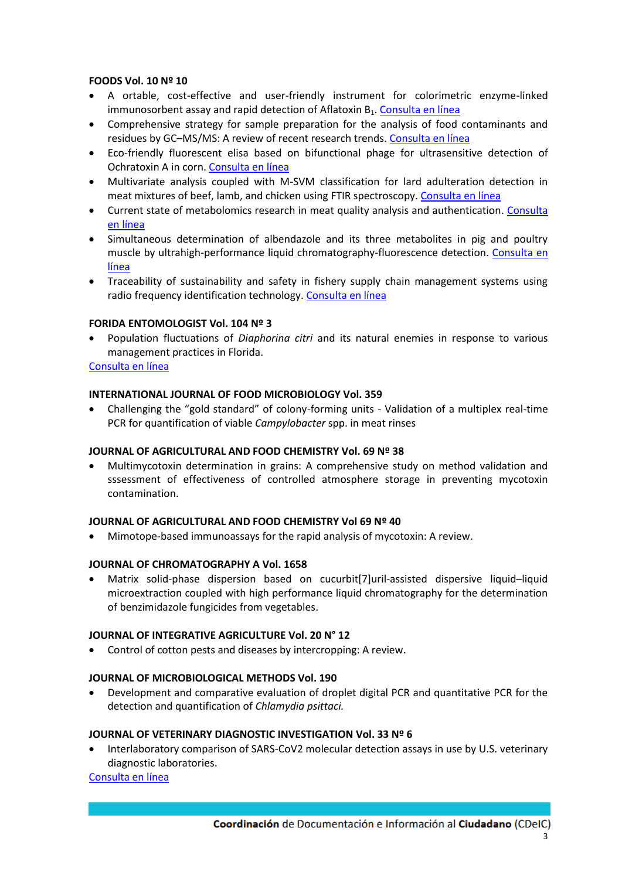**FOODS Vol. 10 Nº 10**

- A ortable, cost-effective and user-friendly instrument for colorimetric enzyme-linked immunosorbent assay and rapid detection of Aflatoxin $B_1$. Consulta en línea
- Comprehensive strategy for sample preparation for the analysis of food contaminants and residues by GC–MS/MS: A review of recent research trends. Consulta en línea
- Eco-friendly fluorescent elisa based on bifunctional phage for ultrasensitive detection of Ochratoxin A in corn. Consulta en línea
- Multivariate analysis coupled with M-SVM classification for lard adulteration detection in meat mixtures of beef, lamb, and chicken using FTIR spectroscopy. Consulta en línea
- Current state of metabolomics research in meat quality analysis and authentication. Consulta en línea
- Simultaneous determination of albendazole and its three metabolites in pig and poultry muscle by ultrahigh-performance liquid chromatography-fluorescence detection. Consulta en línea
- Traceability of sustainability and safety in fishery supply chain management systems using radio frequency identification technology. Consulta en línea

**FORIDA ENTOMOLOGIST Vol. 104 Nº 3**

- Population fluctuations of *Diaphorina citri* and its natural enemies in response to various management practices in Florida.

Consulta en línea

**INTERNATIONAL JOURNAL OF FOOD MICROBIOLOGY Vol. 359**

- Challenging the "gold standard" of colony-forming units - Validation of a multiplex real-time PCR for quantification of viable *Campylobacter* spp. in meat rinses

**JOURNAL OF AGRICULTURAL AND FOOD CHEMISTRY Vol. 69 Nº 38**

- Multimycotoxin determination in grains: A comprehensive study on method validation and sssessment of effectiveness of controlled atmosphere storage in preventing mycotoxin contamination.

**JOURNAL OF AGRICULTURAL AND FOOD CHEMISTRY Vol 69 Nº 40**

- Mimotope-based immunoassays for the rapid analysis of mycotoxin: A review.

**JOURNAL OF CHROMATOGRAPHY A Vol. 1658**

- Matrix solid-phase dispersion based on cucurbit[7]uril-assisted dispersive liquid–liquid microextraction coupled with high performance liquid chromatography for the determination of benzimidazole fungicides from vegetables.

**JOURNAL OF INTEGRATIVE AGRICULTURE Vol. 20 N° 12**

- Control of cotton pests and diseases by intercropping: A review.

**JOURNAL OF MICROBIOLOGICAL METHODS Vol. 190**

- Development and comparative evaluation of droplet digital PCR and quantitative PCR for the detection and quantification of *Chlamydia psittaci.*

**JOURNAL OF VETERINARY DIAGNOSTIC INVESTIGATION Vol. 33 Nº 6**

- Interlaboratory comparison of SARS-CoV2 molecular detection assays in use by U.S. veterinary diagnostic laboratories.

Consulta en línea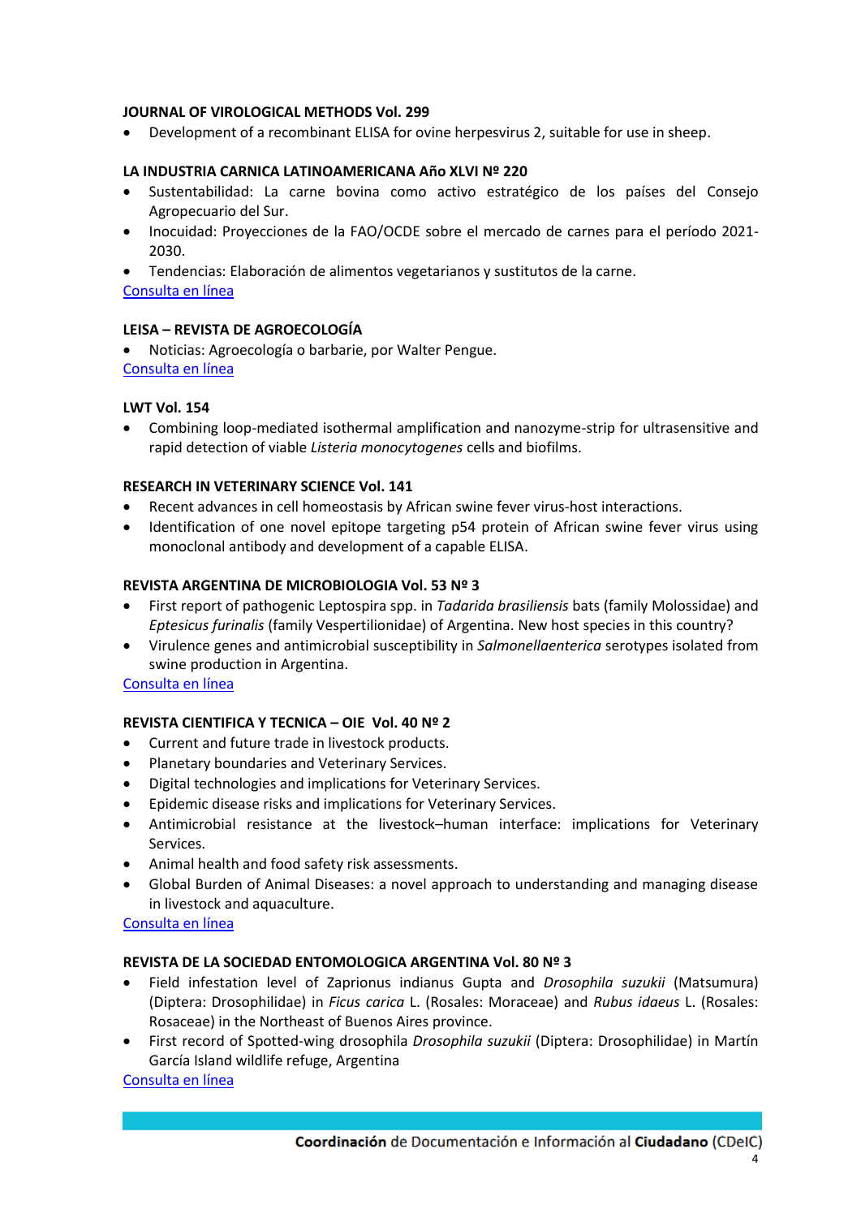**JOURNAL OF VIROLOGICAL METHODS Vol. 299**

- Development of a recombinant ELISA for ovine herpesvirus 2, suitable for use in sheep.

**LA INDUSTRIA CARNICA LATINOAMERICANA Año XLVI Nº 220**

- Sustentabilidad: La carne bovina como activo estratégico de los países del Consejo Agropecuario del Sur.
- Inocuidad: Proyecciones de la FAO/OCDE sobre el mercado de carnes para el período 2021-2030.
- Tendencias: Elaboración de alimentos vegetarianos y sustitutos de la carne.

Consulta en línea

**LEISA – REVISTA DE AGROECOLOGÍA**

- Noticias: Agroecología o barbarie, por Walter Pengue.

Consulta en línea

**LWT Vol. 154**

- Combining loop-mediated isothermal amplification and nanozyme-strip for ultrasensitive and rapid detection of viable *Listeria monocytogenes* cells and biofilms.

**RESEARCH IN VETERINARY SCIENCE Vol. 141**

- Recent advances in cell homeostasis by African swine fever virus-host interactions.
- Identification of one novel epitope targeting p54 protein of African swine fever virus using monoclonal antibody and development of a capable ELISA.

**REVISTA ARGENTINA DE MICROBIOLOGIA Vol. 53 Nº 3**

- First report of pathogenic Leptospira spp. in *Tadarida brasiliensis* bats (family Molossidae) and *Eptesicus furinalis* (family Vespertilionidae) of Argentina. New host species in this country?
- Virulence genes and antimicrobial susceptibility in *Salmonellaenterica* serotypes isolated from swine production in Argentina.

Consulta en línea

**REVISTA CIENTIFICA Y TECNICA – OIE Vol. 40 Nº 2**

- Current and future trade in livestock products.
- Planetary boundaries and Veterinary Services.
- Digital technologies and implications for Veterinary Services.
- Epidemic disease risks and implications for Veterinary Services.
- Antimicrobial resistance at the livestock–human interface: implications for Veterinary Services.
- Animal health and food safety risk assessments.
- Global Burden of Animal Diseases: a novel approach to understanding and managing disease in livestock and aquaculture.

Consulta en línea

**REVISTA DE LA SOCIEDAD ENTOMOLOGICA ARGENTINA Vol. 80 Nº 3**

- Field infestation level of Zaprionus indianus Gupta and *Drosophila suzukii* (Matsumura) (Diptera: Drosophilidae) in *Ficus carica* L. (Rosales: Moraceae) and *Rubus idaeus* L. (Rosales: Rosaceae) in the Northeast of Buenos Aires province.
- First record of Spotted-wing drosophila *Drosophila suzukii* (Diptera: Drosophilidae) in Martín García Island wildlife refuge, Argentina

Consulta en línea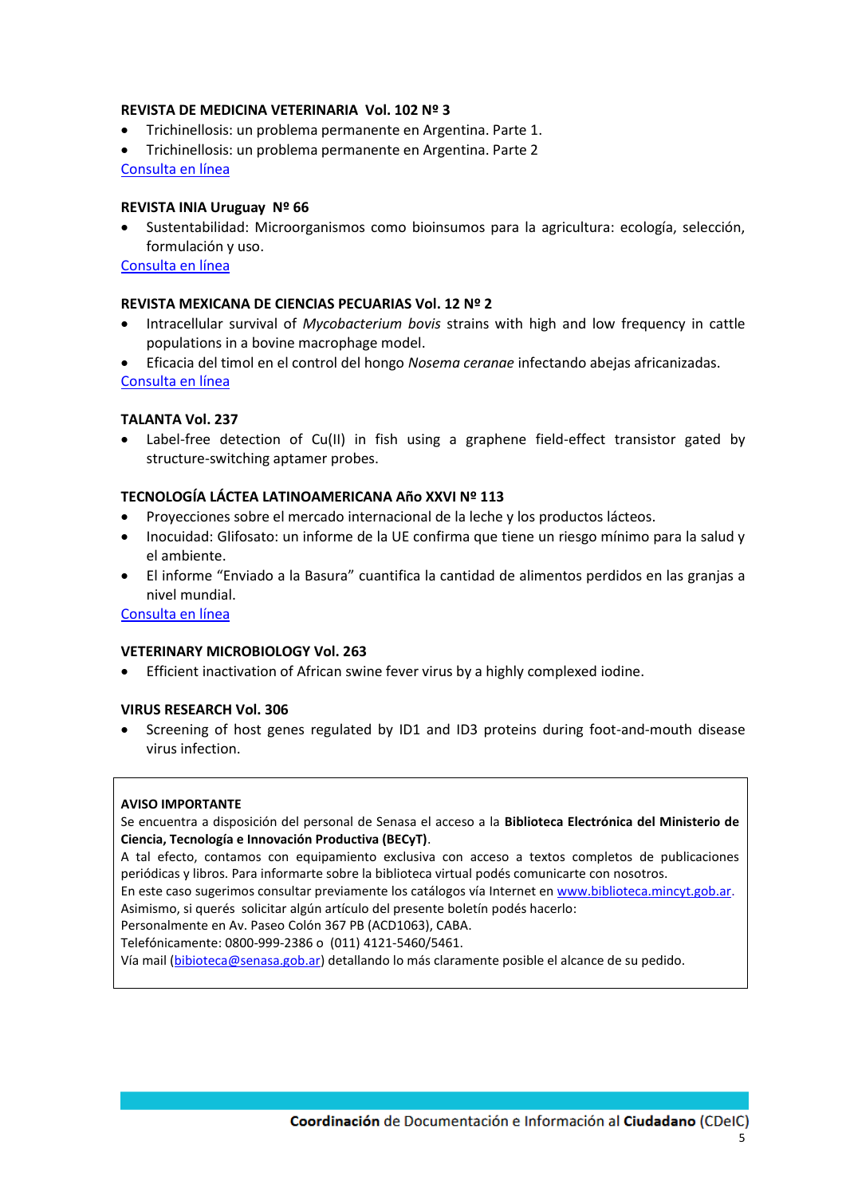**REVISTA DE MEDICINA VETERINARIA Vol. 102 Nº 3**

- Trichinellosis: un problema permanente en Argentina. Parte 1.
- Trichinellosis: un problema permanente en Argentina. Parte 2

Consulta en línea

**REVISTA INIA Uruguay Nº 66**

- Sustentabilidad: Microorganismos como bioinsumos para la agricultura: ecología, selección, formulación y uso.

Consulta en línea

**REVISTA MEXICANA DE CIENCIAS PECUARIAS Vol. 12 Nº 2**

- Intracellular survival of *Mycobacterium bovis* strains with high and low frequency in cattle populations in a bovine macrophage model.
- Eficacia del timol en el control del hongo *Nosema ceranae* infectando abejas africanizadas.

Consulta en línea

**TALANTA Vol. 237**

- Label-free detection of Cu(II) in fish using a graphene field-effect transistor gated by structure-switching aptamer probes.

**TECNOLOGÍA LÁCTEA LATINOAMERICANA Año XXVI Nº 113**

- Proyecciones sobre el mercado internacional de la leche y los productos lácteos.
- Inocuidad: Glifosato: un informe de la UE confirma que tiene un riesgo mínimo para la salud y el ambiente.
- El informe "Enviado a la Basura" cuantifica la cantidad de alimentos perdidos en las granjas a nivel mundial.

Consulta en línea

**VETERINARY MICROBIOLOGY Vol. 263**

- Efficient inactivation of African swine fever virus by a highly complexed iodine.

**VIRUS RESEARCH Vol. 306**

- Screening of host genes regulated by ID1 and ID3 proteins during foot-and-mouth disease virus infection.

**AVISO IMPORTANTE**

Se encuentra a disposición del personal de Senasa el acceso a la **Biblioteca Electrónica del Ministerio de Ciencia, Tecnología e Innovación Productiva (BECyT)**.

A tal efecto, contamos con equipamiento exclusiva con acceso a textos completos de publicaciones periódicas y libros. Para informarte sobre la biblioteca virtual podés comunicarte con nosotros.

En este caso sugerimos consultar previamente los catálogos vía Internet en www.biblioteca.mincyt.gob.ar.

Asimismo, si querés solicitar algún artículo del presente boletín podés hacerlo:

Personalmente en Av. Paseo Colón 367 PB (ACD1063), CABA.

Telefónicamente: 0800-999-2386 o (011) 4121-5460/5461.

Vía mail (bibioteca@senasa.gob.ar) detallando lo más claramente posible el alcance de su pedido.

**Coordinación** de Documentación e Información al **Ciudadano** (CDeIC)